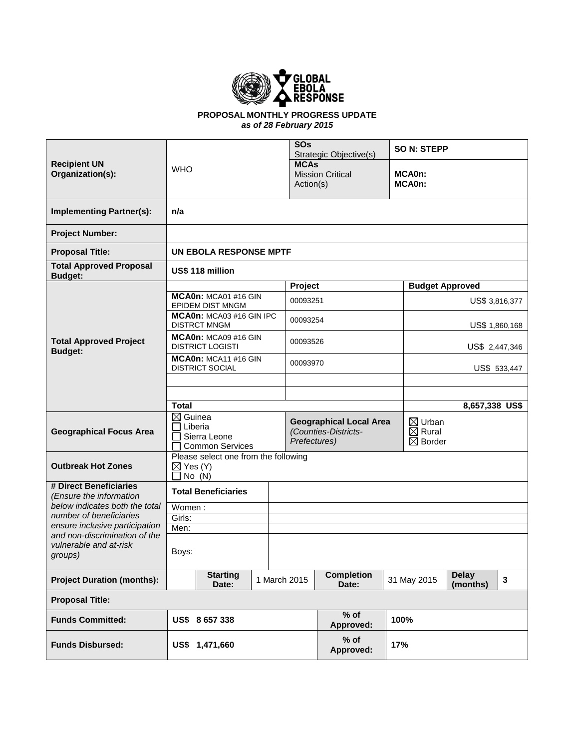GLOBAL EBOLA RESPONSE

**PROPOSAL MONTHLY PROGRESS UPDATE**
***as of 28 February 2015***

| | | | |
|---|---|---|---|
| **Recipient UN Organization(s):** | WHO | **SOs** Strategic Objective(s) | **SO N: STEPP** |
| | | **MCAs** Mission Critical Action(s) | **MCA0n:** **MCA0n:** |
| **Implementing Partner(s):** | **n/a** | | |
| **Project Number:** | | | |
| **Proposal Title:** | **UN EBOLA RESPONSE MPTF** | | |
| **Total Approved Proposal Budget:** | **US$ 118 million** | | |
| **Total Approved Project Budget:** | | **Project** | **Budget Approved** |
| | **MCA0n:** MCA01 #16 GIN EPIDEM DIST MNGM | 00093251 | US$ 3,816,377 |
| | **MCA0n:** MCA03 #16 GIN IPC DISTRCT MNGM | 00093254 | US$ 1,860,168 |
| | **MCA0n:** MCA09 #16 GIN DISTRICT LOGISTI | 00093526 | US$ 2,447,346 |
| | **MCA0n:** MCA11 #16 GIN DISTRICT SOCIAL | 00093970 | US$ 533,447 |
| | | | |
| | | | |
| | **Total** | | **8,657,338 US$** |
| **Geographical Focus Area** | ☒ Guinea ☐ Liberia ☐ Sierra Leone ☐ Common Services | **Geographical Local Area** *(Counties-Districts-Prefectures)* | ☒ Urban ☒ Rural ☒ Border |
| **Outbreak Hot Zones** | Please select one from the following ☒ Yes (Y) ☐ No (N) | | |
| **# Direct Beneficiaries** *(Ensure the information below indicates both the total number of beneficiaries ensure inclusive participation and non-discrimination of the vulnerable and at-risk groups)* | **Total Beneficiaries** | | |
| | Women : | | |
| | Girls: | | |
| | Men: | | |
| | Boys: | | |

| **Project Duration (months):** | | **Starting Date:** | 1 March 2015 | **Completion Date:** | 31 May 2015 | **Delay (months)** | **3** |
|---|---|---|---|---|---|---|---|
| **Proposal Title:** | | | | | | | |
| **Funds Committed:** | **US$ 8 657 338** | | | **% of Approved:** | **100%** | | |
| **Funds Disbursed:** | **US$ 1,471,660** | | | **% of Approved:** | **17%** | | |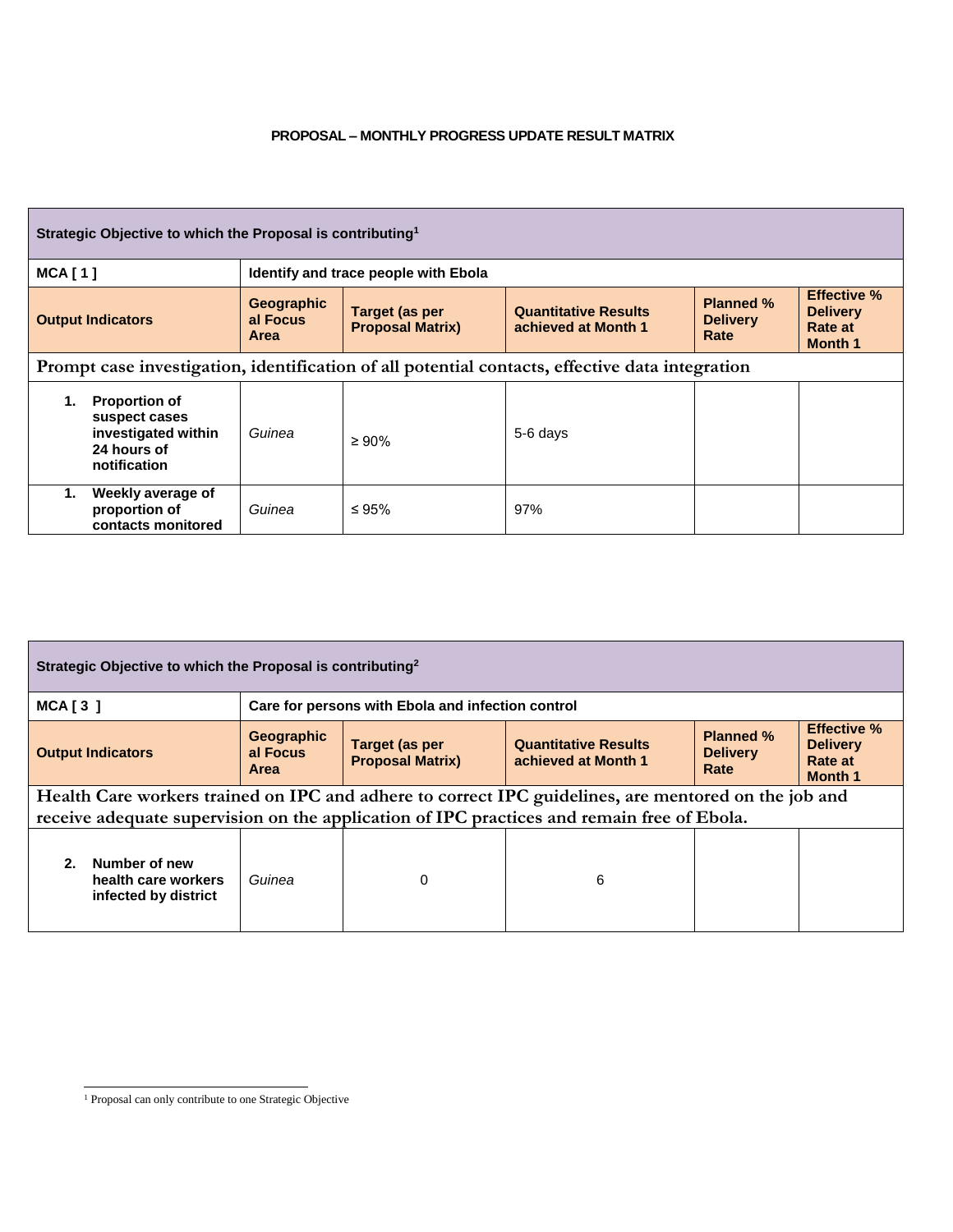**PROPOSAL – MONTHLY PROGRESS UPDATE RESULT MATRIX**

| **Strategic Objective to which the Proposal is contributing**[1] | | | | | |
|---|---|---|---|---|---|
| **MCA [ 1 ]** | **Identify and trace people with Ebola** | | | | |
| **Output Indicators** | **Geographical Focus Area** | **Target (as per Proposal Matrix)** | **Quantitative Results achieved at Month 1** | **Planned % Delivery Rate** | **Effective % Delivery Rate at Month 1** |
| **Prompt case investigation, identification of all potential contacts, effective data integration** | | | | | |
| **1. Proportion of suspect cases investigated within 24 hours of notification** | *Guinea* | ≥ 90% | 5-6 days | | |
| **1. Weekly average of proportion of contacts monitored** | *Guinea* | ≤ 95% | 97% | | |

| **Strategic Objective to which the Proposal is contributing**[2] | | | | | |
|---|---|---|---|---|---|
| **MCA [ 3 ]** | **Care for persons with Ebola and infection control** | | | | |
| **Output Indicators** | **Geographical Focus Area** | **Target (as per Proposal Matrix)** | **Quantitative Results achieved at Month 1** | **Planned % Delivery Rate** | **Effective % Delivery Rate at Month 1** |
| **Health Care workers trained on IPC and adhere to correct IPC guidelines, are mentored on the job and receive adequate supervision on the application of IPC practices and remain free of Ebola.** | | | | | |
| **2. Number of new health care workers infected by district** | *Guinea* | 0 | 6 | | |

[1] Proposal can only contribute to one Strategic Objective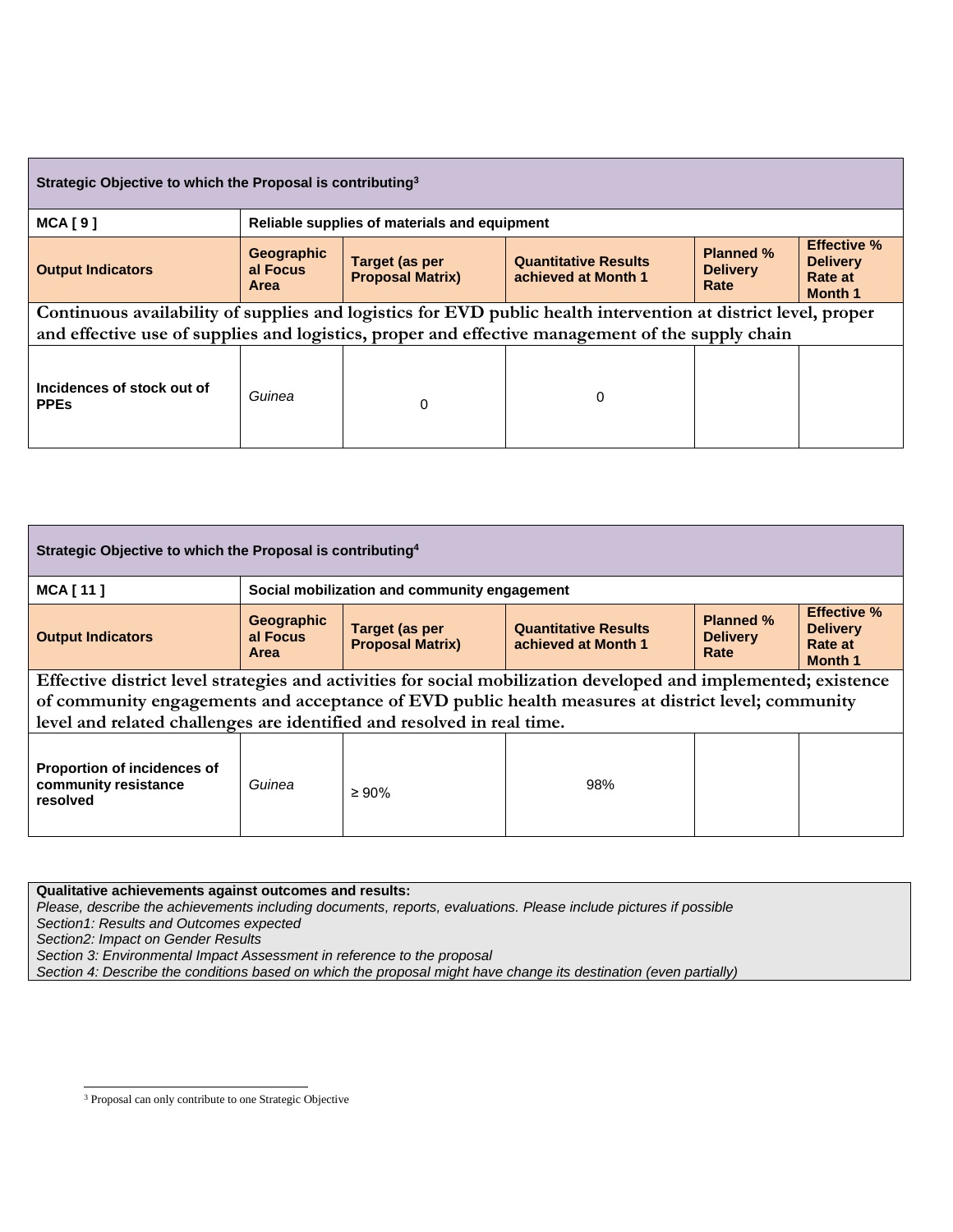| Strategic Objective to which the Proposal is contributing[3] | | | | | |
|---|---|---|---|---|---|
| **MCA [ 9 ]** | **Reliable supplies of materials and equipment** | | | | |
| **Output Indicators** | **Geographical Focus Area** | **Target (as per Proposal Matrix)** | **Quantitative Results achieved at Month 1** | **Planned % Delivery Rate** | **Effective % Delivery Rate at Month 1** |
| **Continuous availability of supplies and logistics for EVD public health intervention at district level, proper and effective use of supplies and logistics, proper and effective management of the supply chain** | | | | | |
| **Incidences of stock out of PPEs** | *Guinea* | 0 | 0 | | |

| Strategic Objective to which the Proposal is contributing[4] | | | | | |
|---|---|---|---|---|---|
| **MCA [ 11 ]** | **Social mobilization and community engagement** | | | | |
| **Output Indicators** | **Geographical Focus Area** | **Target (as per Proposal Matrix)** | **Quantitative Results achieved at Month 1** | **Planned % Delivery Rate** | **Effective % Delivery Rate at Month 1** |
| **Effective district level strategies and activities for social mobilization developed and implemented; existence of community engagements and acceptance of EVD public health measures at district level; community level and related challenges are identified and resolved in real time.** | | | | | |
| **Proportion of incidences of community resistance resolved** | *Guinea* | ≥ 90% | 98% | | |

**Qualitative achievements against outcomes and results:**
*Please, describe the achievements including documents, reports, evaluations. Please include pictures if possible*
*Section1: Results and Outcomes expected*
*Section2: Impact on Gender Results*
*Section 3: Environmental Impact Assessment in reference to the proposal*
*Section 4: Describe the conditions based on which the proposal might have change its destination (even partially)*

[3] Proposal can only contribute to one Strategic Objective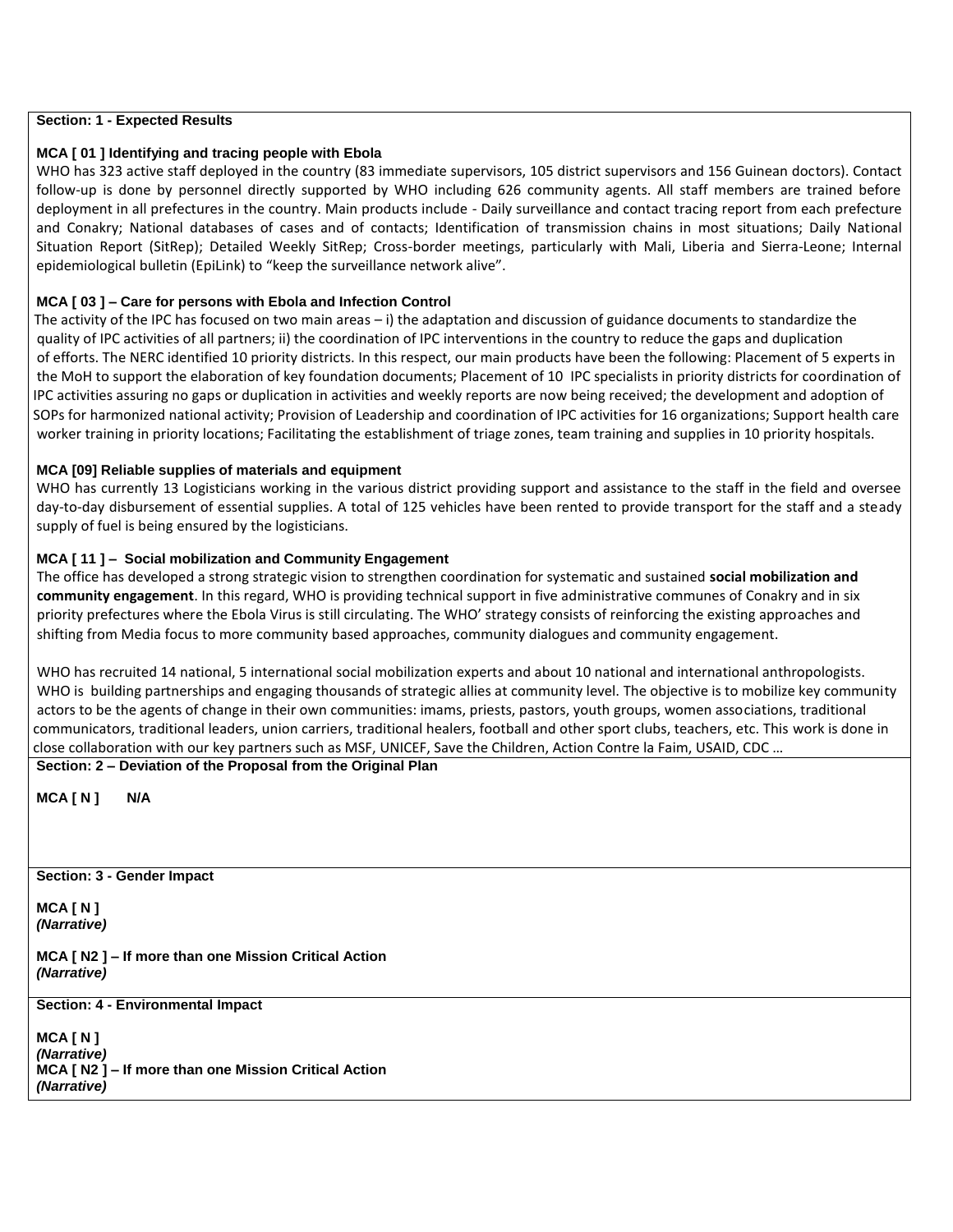## Section: 1 - Expected Results

**MCA [ 01 ] Identifying and tracing people with Ebola**

WHO has 323 active staff deployed in the country (83 immediate supervisors, 105 district supervisors and 156 Guinean doctors). Contact follow-up is done by personnel directly supported by WHO including 626 community agents. All staff members are trained before deployment in all prefectures in the country. Main products include - Daily surveillance and contact tracing report from each prefecture and Conakry; National databases of cases and of contacts; Identification of transmission chains in most situations; Daily National Situation Report (SitRep); Detailed Weekly SitRep; Cross-border meetings, particularly with Mali, Liberia and Sierra-Leone; Internal epidemiological bulletin (EpiLink) to "keep the surveillance network alive".

**MCA [ 03 ] – Care for persons with Ebola and Infection Control**

The activity of the IPC has focused on two main areas – i) the adaptation and discussion of guidance documents to standardize the quality of IPC activities of all partners; ii) the coordination of IPC interventions in the country to reduce the gaps and duplication of efforts. The NERC identified 10 priority districts. In this respect, our main products have been the following: Placement of 5 experts in the MoH to support the elaboration of key foundation documents; Placement of 10 IPC specialists in priority districts for coordination of IPC activities assuring no gaps or duplication in activities and weekly reports are now being received; the development and adoption of SOPs for harmonized national activity; Provision of Leadership and coordination of IPC activities for 16 organizations; Support health care worker training in priority locations; Facilitating the establishment of triage zones, team training and supplies in 10 priority hospitals.

**MCA [09] Reliable supplies of materials and equipment**

WHO has currently 13 Logisticians working in the various district providing support and assistance to the staff in the field and oversee day-to-day disbursement of essential supplies. A total of 125 vehicles have been rented to provide transport for the staff and a steady supply of fuel is being ensured by the logisticians.

**MCA [ 11 ] – Social mobilization and Community Engagement**

The office has developed a strong strategic vision to strengthen coordination for systematic and sustained **social mobilization and community engagement**. In this regard, WHO is providing technical support in five administrative communes of Conakry and in six priority prefectures where the Ebola Virus is still circulating. The WHO' strategy consists of reinforcing the existing approaches and shifting from Media focus to more community based approaches, community dialogues and community engagement.

WHO has recruited 14 national, 5 international social mobilization experts and about 10 national and international anthropologists. WHO is building partnerships and engaging thousands of strategic allies at community level. The objective is to mobilize key community actors to be the agents of change in their own communities: imams, priests, pastors, youth groups, women associations, traditional communicators, traditional leaders, union carriers, traditional healers, football and other sport clubs, teachers, etc. This work is done in close collaboration with our key partners such as MSF, UNICEF, Save the Children, Action Contre la Faim, USAID, CDC …

## Section: 2 – Deviation of the Proposal from the Original Plan

**MCA [ N ]     N/A**

## Section: 3 - Gender Impact

**MCA [ N ]**
***(Narrative)***

**MCA [ N2 ] – If more than one Mission Critical Action**
***(Narrative)***

## Section: 4 - Environmental Impact

**MCA [ N ]**
***(Narrative)***
**MCA [ N2 ] – If more than one Mission Critical Action**
***(Narrative)***